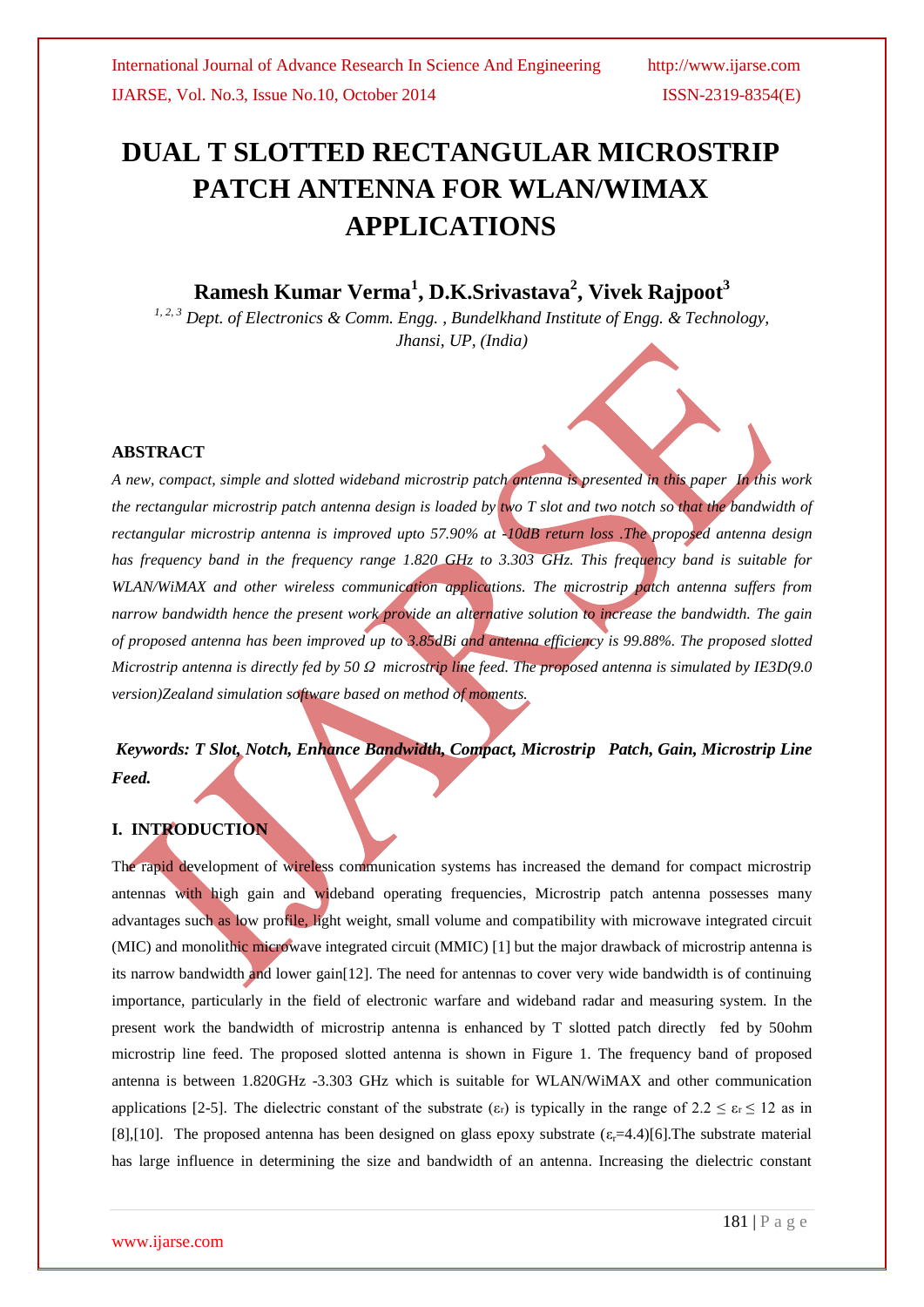# DUAL T SLOTTED RECTANGULAR MICROSTRIP PATCH ANTENNA FOR WLAN/WIMAX APPLICATIONS

**Ramesh Kumar Verma[1], D.K.Srivastava[2], Vivek Rajpoot[3]**

*[1, 2, 3] Dept. of Electronics & Comm. Engg. , Bundelkhand Institute of Engg. & Technology, Jhansi, UP, (India)*

## ABSTRACT

*A new, compact, simple and slotted wideband microstrip patch antenna is presented in this paper In this work the rectangular microstrip patch antenna design is loaded by two T slot and two notch so that the bandwidth of rectangular microstrip antenna is improved upto 57.90% at -10dB return loss .The proposed antenna design has frequency band in the frequency range 1.820 GHz to 3.303 GHz. This frequency band is suitable for WLAN/WiMAX and other wireless communication applications. The microstrip patch antenna suffers from narrow bandwidth hence the present work provide an alternative solution to increase the bandwidth. The gain of proposed antenna has been improved up to 3.85dBi and antenna efficiency is 99.88%. The proposed slotted Microstrip antenna is directly fed by 50 Ω microstrip line feed. The proposed antenna is simulated by IE3D(9.0 version)Zealand simulation software based on method of moments.*

***Keywords: T Slot, Notch, Enhance Bandwidth, Compact, Microstrip Patch, Gain, Microstrip Line Feed.***

## I. INTRODUCTION

The rapid development of wireless communication systems has increased the demand for compact microstrip antennas with high gain and wideband operating frequencies, Microstrip patch antenna possesses many advantages such as low profile, light weight, small volume and compatibility with microwave integrated circuit (MIC) and monolithic microwave integrated circuit (MMIC) [1] but the major drawback of microstrip antenna is its narrow bandwidth and lower gain[12]. The need for antennas to cover very wide bandwidth is of continuing importance, particularly in the field of electronic warfare and wideband radar and measuring system. In the present work the bandwidth of microstrip antenna is enhanced by T slotted patch directly fed by 50ohm microstrip line feed. The proposed slotted antenna is shown in Figure 1. The frequency band of proposed antenna is between 1.820GHz -3.303 GHz which is suitable for WLAN/WiMAX and other communication applications [2-5]. The dielectric constant of the substrate ($\varepsilon_r$) is typically in the range of $2.2 \leq \varepsilon_r \leq 12$ as in [8],[10]. The proposed antenna has been designed on glass epoxy substrate ($\varepsilon_r$=4.4)[6].The substrate material has large influence in determining the size and bandwidth of an antenna. Increasing the dielectric constant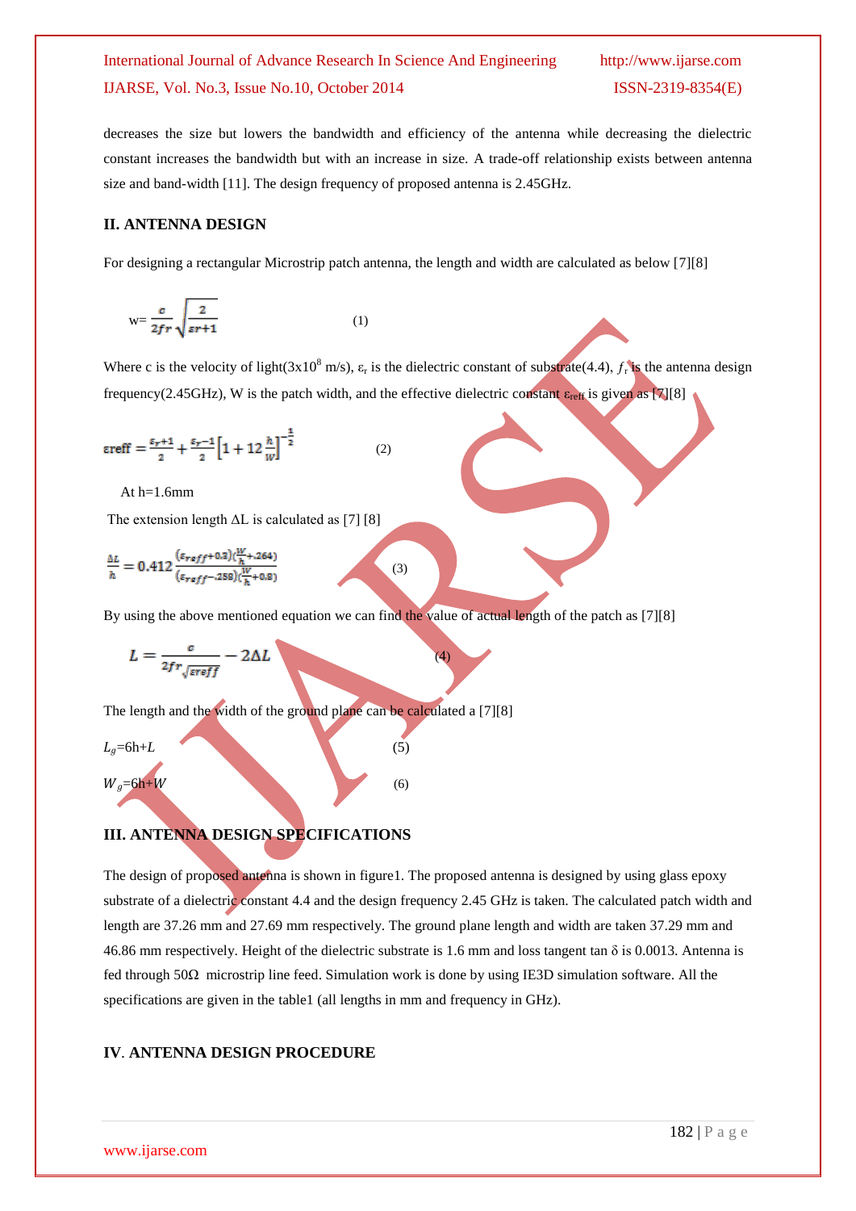decreases the size but lowers the bandwidth and efficiency of the antenna while decreasing the dielectric constant increases the bandwidth but with an increase in size. A trade-off relationship exists between antenna size and band-width [11]. The design frequency of proposed antenna is 2.45GHz.

## II. ANTENNA DESIGN

For designing a rectangular Microstrip patch antenna, the length and width are calculated as below [7][8]

$$w = \frac{c}{2fr}\sqrt{\frac{2}{\varepsilon r+1}} \quad (1)$$

Where c is the velocity of light($3x10^8$ m/s), $\varepsilon_r$ is the dielectric constant of substrate(4.4), $f_r$ is the antenna design frequency(2.45GHz), W is the patch width, and the effective dielectric constant $\varepsilon_{reff}$ is given as [7][8]

$$\varepsilon reff = \frac{\varepsilon_r+1}{2} + \frac{\varepsilon_r-1}{2}\left[1+12\frac{h}{W}\right]^{-\frac{1}{2}} \quad (2)$$

At h=1.6mm

The extension length ΔL is calculated as [7] [8]

$$\frac{\Delta L}{h} = 0.412\frac{(\varepsilon_{reff}+0.3)(\frac{W}{h}+.264)}{(\varepsilon_{reff}-.258)(\frac{W}{h}+0.8)} \quad (3)$$

By using the above mentioned equation we can find the value of actual length of the patch as [7][8]

$$L = \frac{c}{2fr\sqrt{\varepsilon reff}} - 2\Delta L \quad (4)$$

The length and the width of the ground plane can be calculated a [7][8]

$$L_g = 6h + L \quad (5)$$

$$W_g = 6h + W \quad (6)$$

## III. ANTENNA DESIGN SPECIFICATIONS

The design of proposed antenna is shown in figure1. The proposed antenna is designed by using glass epoxy substrate of a dielectric constant 4.4 and the design frequency 2.45 GHz is taken. The calculated patch width and length are 37.26 mm and 27.69 mm respectively. The ground plane length and width are taken 37.29 mm and 46.86 mm respectively. Height of the dielectric substrate is 1.6 mm and loss tangent tan δ is 0.0013. Antenna is fed through 50Ω microstrip line feed. Simulation work is done by using IE3D simulation software. All the specifications are given in the table1 (all lengths in mm and frequency in GHz).

## IV. ANTENNA DESIGN PROCEDURE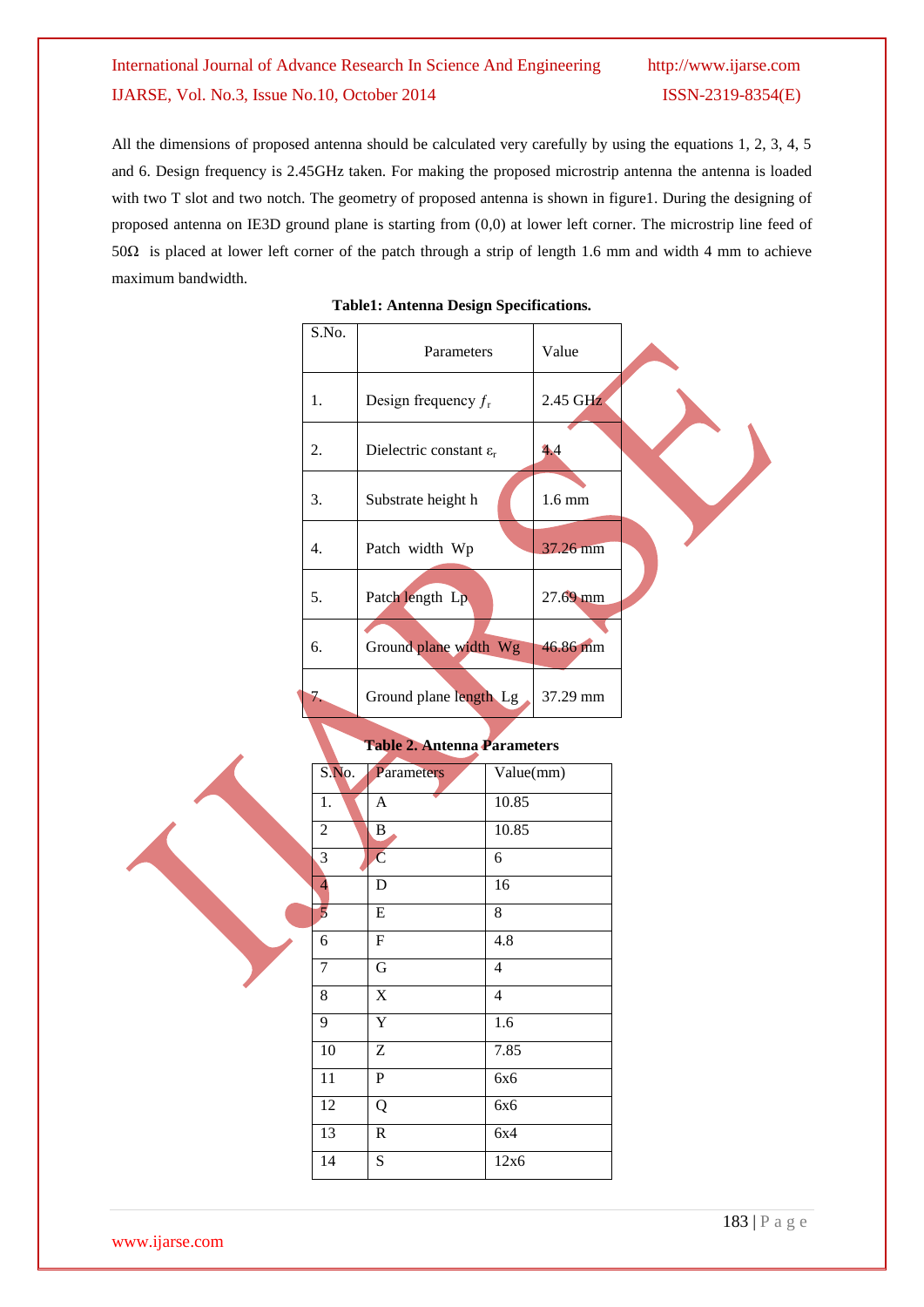All the dimensions of proposed antenna should be calculated very carefully by using the equations 1, 2, 3, 4, 5 and 6. Design frequency is 2.45GHz taken. For making the proposed microstrip antenna the antenna is loaded with two T slot and two notch. The geometry of proposed antenna is shown in figure1. During the designing of proposed antenna on IE3D ground plane is starting from (0,0) at lower left corner. The microstrip line feed of 50Ω is placed at lower left corner of the patch through a strip of length 1.6 mm and width 4 mm to achieve maximum bandwidth.

**Table1: Antenna Design Specifications.**

| S.No. | Parameters | Value |
|---|---|---|
| 1. | Design frequency $f_r$ | 2.45 GHz |
| 2. | Dielectric constant $\varepsilon_r$ | 4.4 |
| 3. | Substrate height h | 1.6 mm |
| 4. | Patch width Wp | 37.26 mm |
| 5. | Patch length Lp | 27.69 mm |
| 6. | Ground plane width Wg | 46.86 mm |
| 7. | Ground plane length Lg | 37.29 mm |

**Table 2. Antenna Parameters**

| S.No. | Parameters | Value(mm) |
|---|---|---|
| 1. | A | 10.85 |
| 2 | B | 10.85 |
| 3 | C | 6 |
| 4 | D | 16 |
| 5 | E | 8 |
| 6 | F | 4.8 |
| 7 | G | 4 |
| 8 | X | 4 |
| 9 | Y | 1.6 |
| 10 | Z | 7.85 |
| 11 | P | 6x6 |
| 12 | Q | 6x6 |
| 13 | R | 6x4 |
| 14 | S | 12x6 |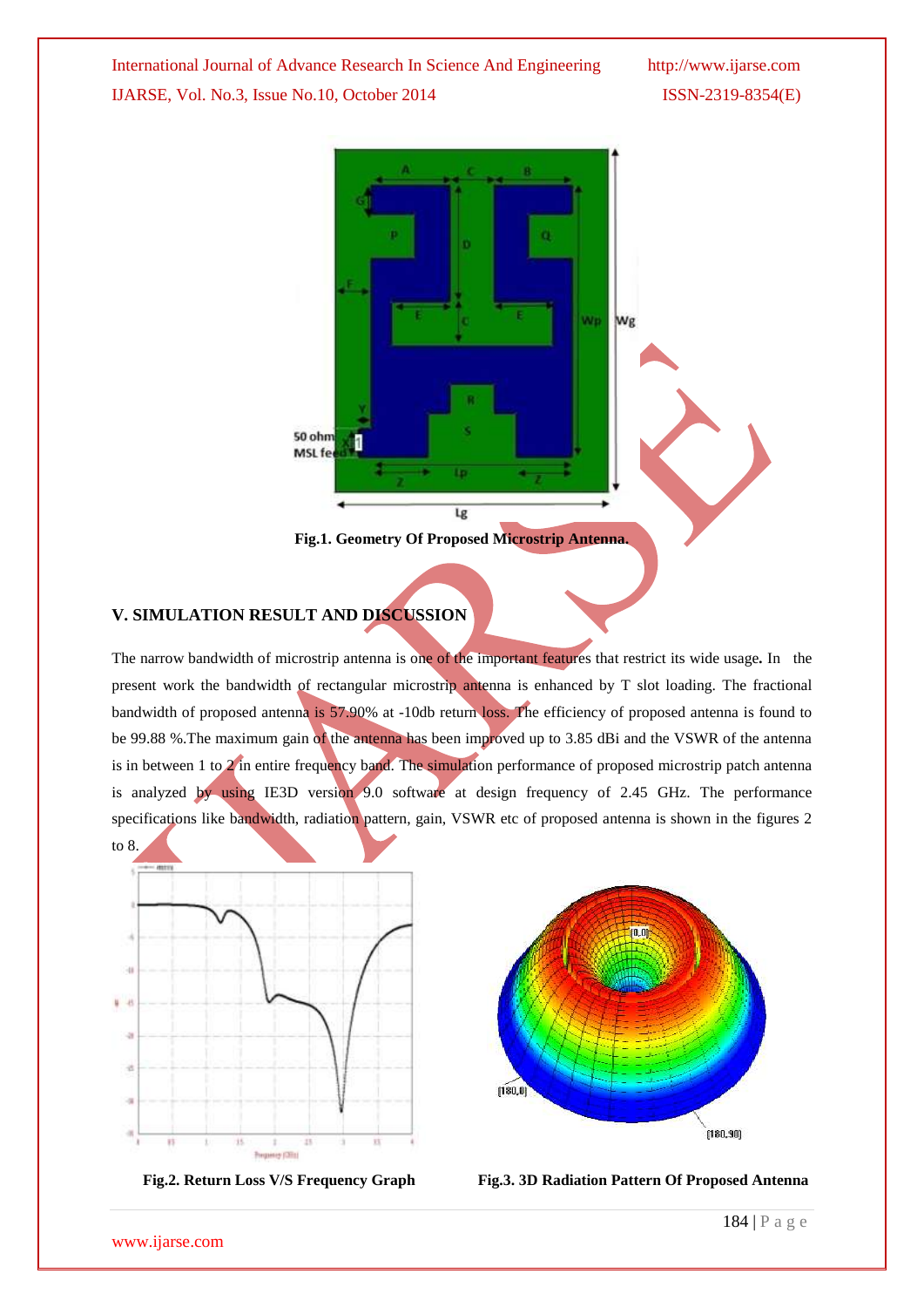Fig.1. Geometry Of Proposed Microstrip Antenna.

## V. SIMULATION RESULT AND DISCUSSION

The narrow bandwidth of microstrip antenna is one of the important features that restrict its wide usage**.** In the present work the bandwidth of rectangular microstrip antenna is enhanced by T slot loading. The fractional bandwidth of proposed antenna is 57.90% at -10db return loss. The efficiency of proposed antenna is found to be 99.88 %.The maximum gain of the antenna has been improved up to 3.85 dBi and the VSWR of the antenna is in between 1 to 2 in entire frequency band. The simulation performance of proposed microstrip patch antenna is analyzed by using IE3D version 9.0 software at design frequency of 2.45 GHz. The performance specifications like bandwidth, radiation pattern, gain, VSWR etc of proposed antenna is shown in the figures 2 to 8.

Fig.2. Return Loss V/S Frequency Graph

Fig.3. 3D Radiation Pattern Of Proposed Antenna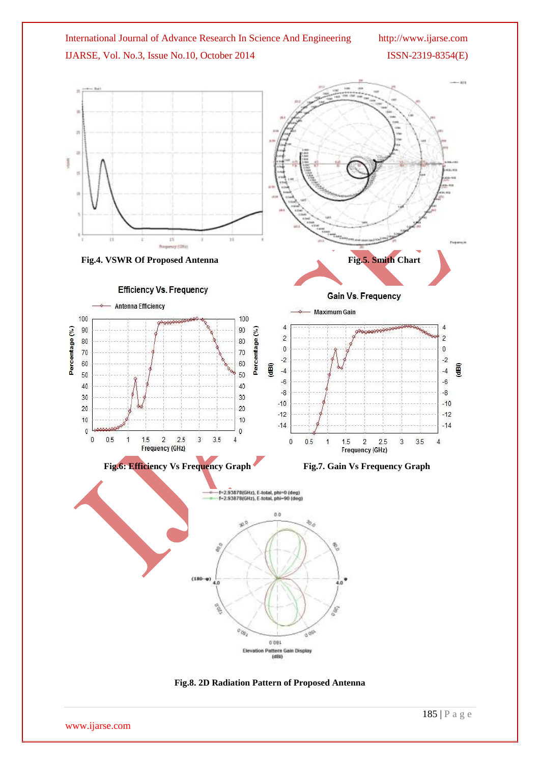**Fig.4. VSWR Of Proposed Antenna**

**Fig.5. Smith Chart**

**Fig.6: Efficiency Vs Frequency Graph**

**Fig.7. Gain Vs Frequency Graph**

**Fig.8. 2D Radiation Pattern of Proposed Antenna**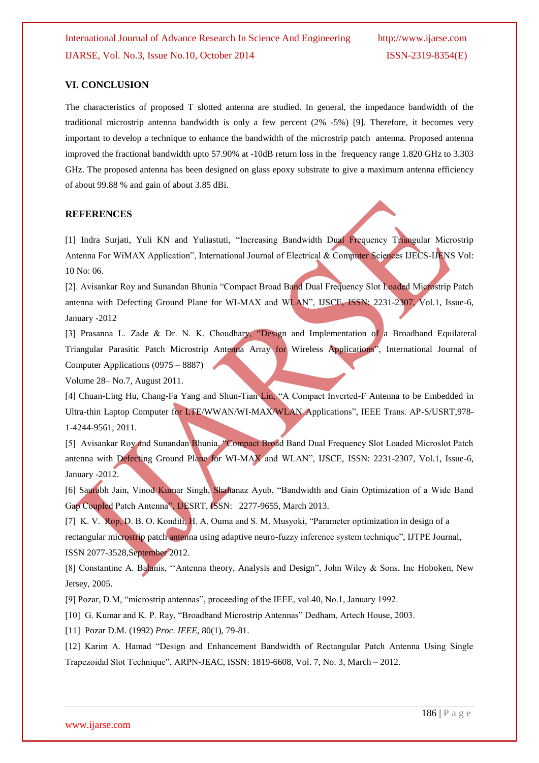## VI. CONCLUSION

The characteristics of proposed T slotted antenna are studied. In general, the impedance bandwidth of the traditional microstrip antenna bandwidth is only a few percent (2% -5%) [9]. Therefore, it becomes very important to develop a technique to enhance the bandwidth of the microstrip patch antenna. Proposed antenna improved the fractional bandwidth upto 57.90% at -10dB return loss in the frequency range 1.820 GHz to 3.303 GHz. The proposed antenna has been designed on glass epoxy substrate to give a maximum antenna efficiency of about 99.88 % and gain of about 3.85 dBi.

## REFERENCES

[1] Indra Surjati, Yuli KN and Yuliastuti, "Increasing Bandwidth Dual Frequency Triangular Microstrip Antenna For WiMAX Application", International Journal of Electrical & Computer Sciences IJECS-IJENS Vol: 10 No: 06.

[2]. Avisankar Roy and Sunandan Bhunia "Compact Broad Band Dual Frequency Slot Loaded Microstrip Patch antenna with Defecting Ground Plane for WI-MAX and WLAN", IJSCE, ISSN: 2231-2307, Vol.1, Issue-6, January -2012

[3] Prasanna L. Zade & Dr. N. K. Choudhary, "Design and Implementation of a Broadband Equilateral Triangular Parasitic Patch Microstrip Antenna Array for Wireless Applications", International Journal of Computer Applications (0975 – 8887)
Volume 28– No.7, August 2011.

[4] Chuan-Ling Hu, Chang-Fa Yang and Shun-Tian Lin, "A Compact Inverted-F Antenna to be Embedded in Ultra-thin Laptop Computer for LTE/WWAN/WI-MAX/WLAN Applications", IEEE Trans. AP-S/USRT,978-1-4244-9561, 2011.

[5] Avisankar Roy and Sunandan Bhunia, "Compact Broad Band Dual Frequency Slot Loaded Microslot Patch antenna with Defecting Ground Plane for WI-MAX and WLAN", IJSCE, ISSN: 2231-2307, Vol.1, Issue-6, January -2012.

[6] Saurabh Jain, Vinod Kumar Singh, Shahanaz Ayub, "Bandwidth and Gain Optimization of a Wide Band Gap Coupled Patch Antenna", IJESRT, ISSN: 2277-9655, March 2013.

[7] K. V. Rop, D. B. O. Konditi, H. A. Ouma and S. M. Musyoki, "Parameter optimization in design of a rectangular microstrip patch antenna using adaptive neuro-fuzzy inference system technique", IJTPE Journal, ISSN 2077-3528,September 2012.

[8] Constantine A. Balanis, ''Antenna theory, Analysis and Design", John Wiley & Sons, Inc Hoboken, New Jersey, 2005.

[9] Pozar, D.M, "microstrip antennas", proceeding of the IEEE, vol.40, No.1, January 1992.

[10] G. Kumar and K. P. Ray, "Broadband Microstrip Antennas" Dedham, Artech House, 2003.

[11] Pozar D.M. (1992) *Proc. IEEE*, 80(1), 79-81.

[12] Karim A. Hamad "Design and Enhancement Bandwidth of Rectangular Patch Antenna Using Single Trapezoidal Slot Technique", ARPN-JEAC, ISSN: 1819-6608, Vol. 7, No. 3, March – 2012.